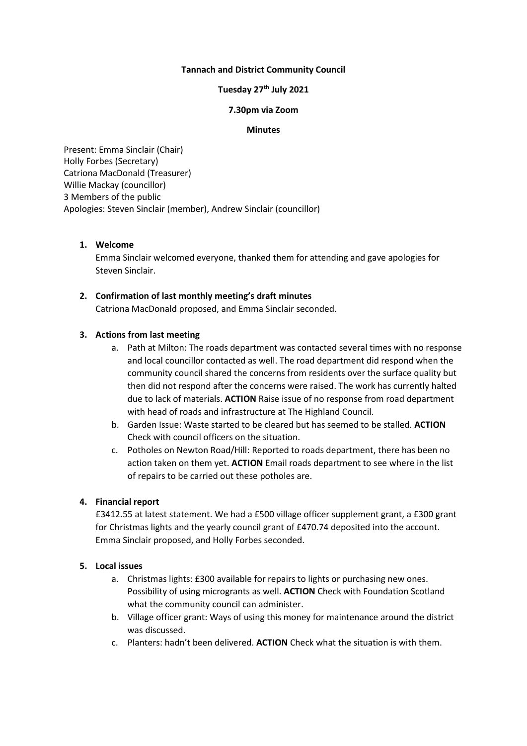**Tannach and District Community Council**

**Tuesday 27th July 2021**

**7.30pm via Zoom**

**Minutes**

Present: Emma Sinclair (Chair)
Holly Forbes (Secretary)
Catriona MacDonald (Treasurer)
Willie Mackay (councillor)
3 Members of the public
Apologies: Steven Sinclair (member), Andrew Sinclair (councillor)

1. **Welcome**

   Emma Sinclair welcomed everyone, thanked them for attending and gave apologies for Steven Sinclair.

2. **Confirmation of last monthly meeting's draft minutes**

   Catriona MacDonald proposed, and Emma Sinclair seconded.

3. **Actions from last meeting**
   a. Path at Milton: The roads department was contacted several times with no response and local councillor contacted as well. The road department did respond when the community council shared the concerns from residents over the surface quality but then did not respond after the concerns were raised. The work has currently halted due to lack of materials. **ACTION** Raise issue of no response from road department with head of roads and infrastructure at The Highland Council.
   b. Garden Issue: Waste started to be cleared but has seemed to be stalled. **ACTION** Check with council officers on the situation.
   c. Potholes on Newton Road/Hill: Reported to roads department, there has been no action taken on them yet. **ACTION** Email roads department to see where in the list of repairs to be carried out these potholes are.

4. **Financial report**

   £3412.55 at latest statement. We had a £500 village officer supplement grant, a £300 grant for Christmas lights and the yearly council grant of £470.74 deposited into the account. Emma Sinclair proposed, and Holly Forbes seconded.

5. **Local issues**
   a. Christmas lights: £300 available for repairs to lights or purchasing new ones. Possibility of using micrograns as well. **ACTION** Check with Foundation Scotland what the community council can administer.
   b. Village officer grant: Ways of using this money for maintenance around the district was discussed.
   c. Planters: hadn't been delivered. **ACTION** Check what the situation is with them.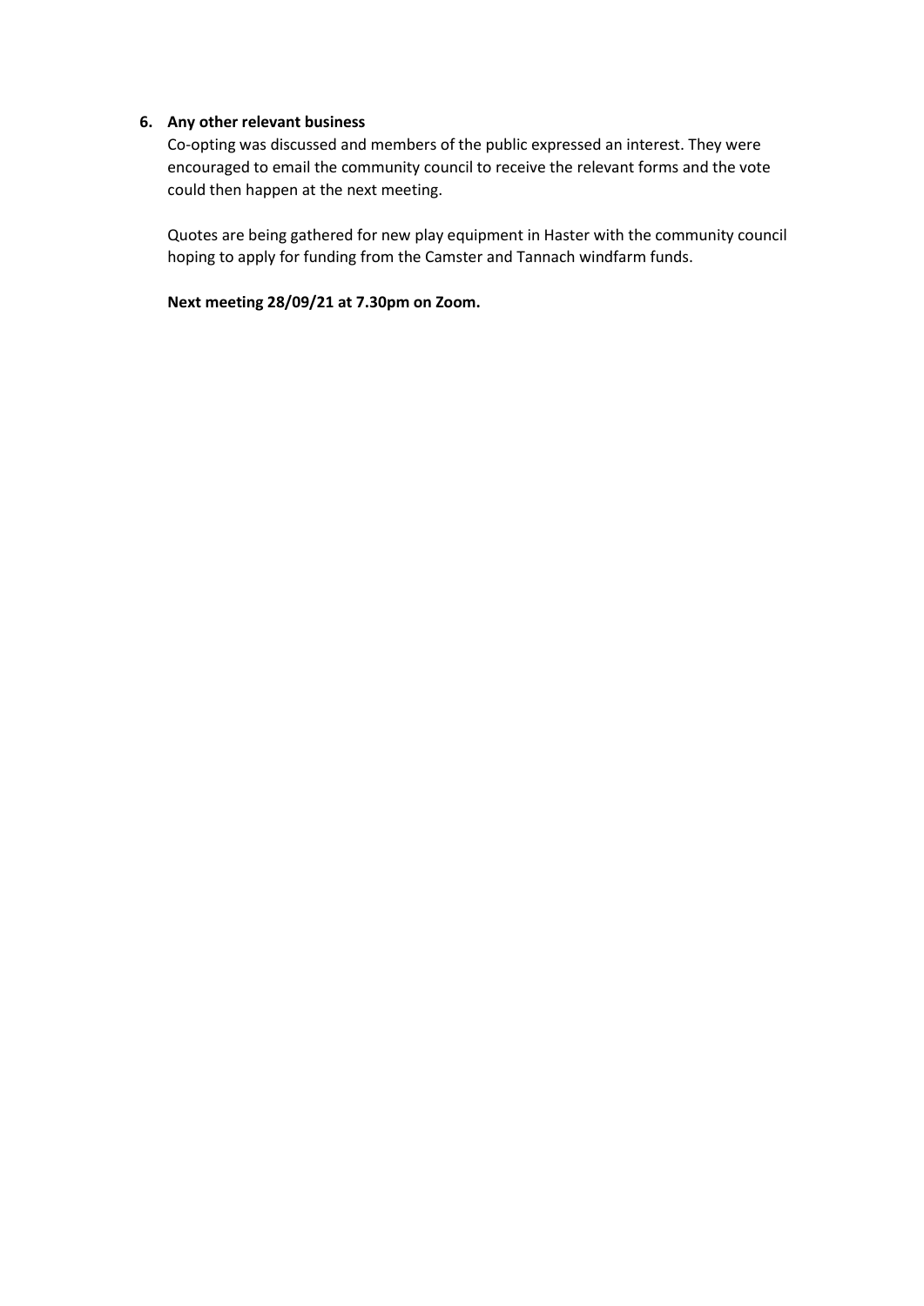6. **Any other relevant business**

   Co-opting was discussed and members of the public expressed an interest. They were encouraged to email the community council to receive the relevant forms and the vote could then happen at the next meeting.

   Quotes are being gathered for new play equipment in Haster with the community council hoping to apply for funding from the Camster and Tannach windfarm funds.

   **Next meeting 28/09/21 at 7.30pm on Zoom.**